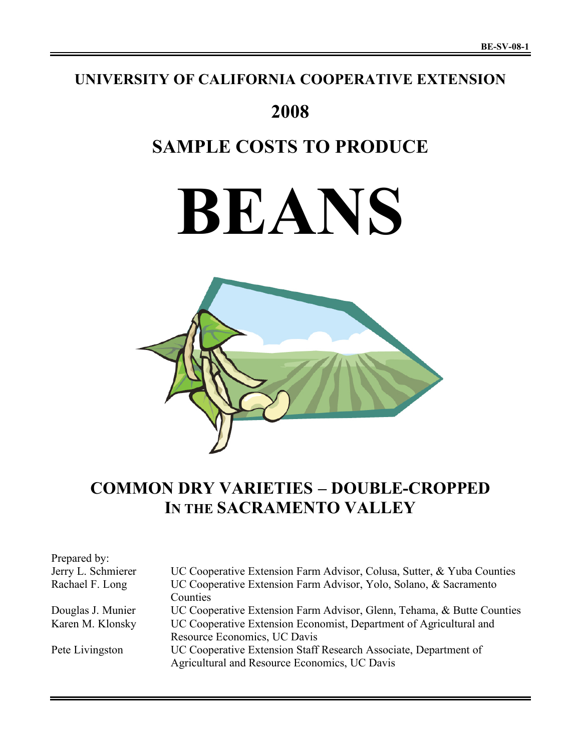BE-SV-08-1

# UNIVERSITY OF CALIFORNIA COOPERATIVE EXTENSION

# 2008

# SAMPLE COSTS TO PRODUCE

# BEANS

## COMMON DRY VARIETIES – DOUBLE-CROPPED IN THE SACRAMENTO VALLEY

Prepared by:

| | |
|---|---|
| Jerry L. Schmierer | UC Cooperative Extension Farm Advisor, Colusa, Sutter, & Yuba Counties |
| Rachael F. Long | UC Cooperative Extension Farm Advisor, Yolo, Solano, & Sacramento Counties |
| Douglas J. Munier | UC Cooperative Extension Farm Advisor, Glenn, Tehama, & Butte Counties |
| Karen M. Klonsky | UC Cooperative Extension Economist, Department of Agricultural and Resource Economics, UC Davis |
| Pete Livingston | UC Cooperative Extension Staff Research Associate, Department of Agricultural and Resource Economics, UC Davis |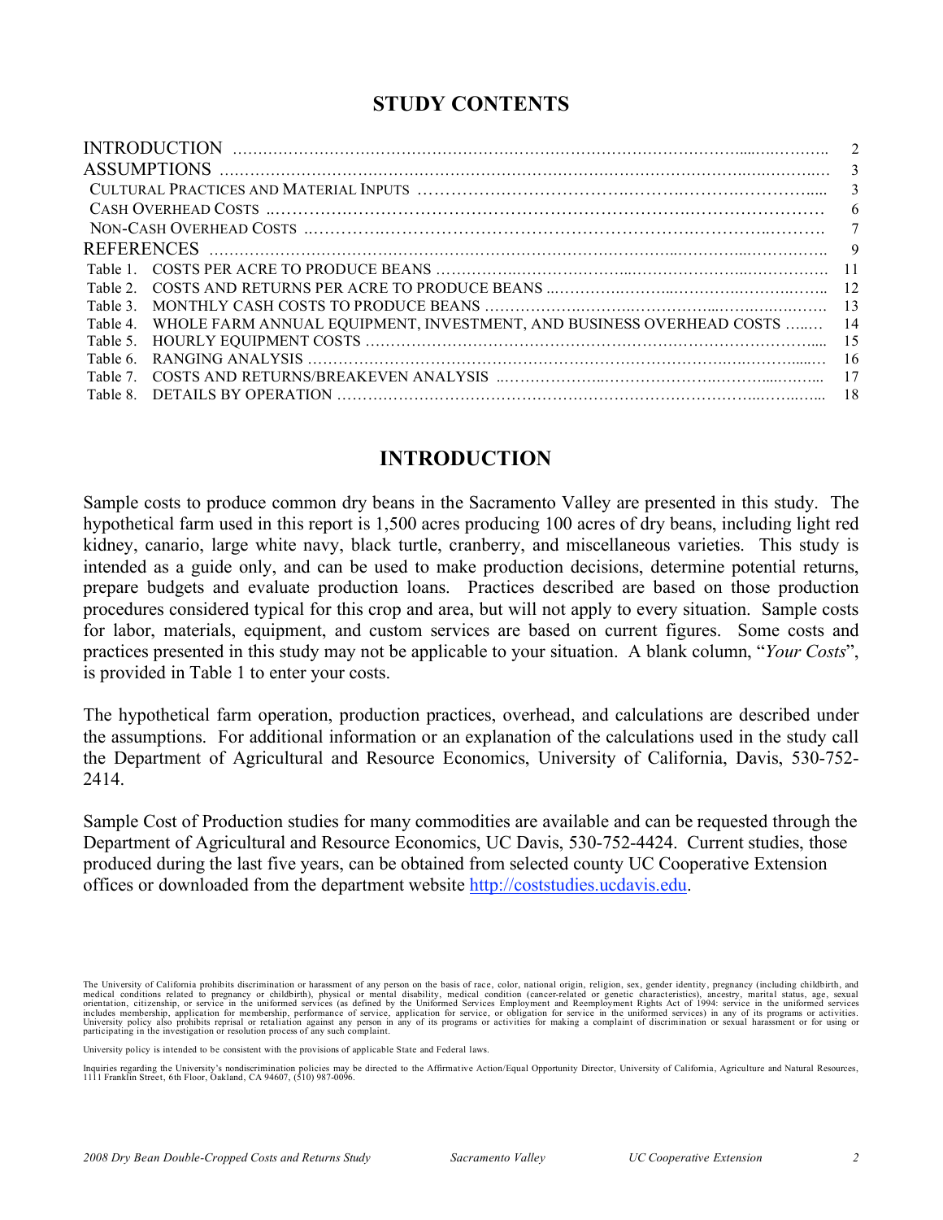## STUDY CONTENTS

| | |
|---|---|
| INTRODUCTION | 2 |
| ASSUMPTIONS | 3 |
| CULTURAL PRACTICES AND MATERIAL INPUTS | 3 |
| CASH OVERHEAD COSTS | 6 |
| NON-CASH OVERHEAD COSTS | 7 |
| REFERENCES | 9 |
| Table 1. COSTS PER ACRE TO PRODUCE BEANS | 11 |
| Table 2. COSTS AND RETURNS PER ACRE TO PRODUCE BEANS | 12 |
| Table 3. MONTHLY CASH COSTS TO PRODUCE BEANS | 13 |
| Table 4. WHOLE FARM ANNUAL EQUIPMENT, INVESTMENT, AND BUSINESS OVERHEAD COSTS | 14 |
| Table 5. HOURLY EQUIPMENT COSTS | 15 |
| Table 6. RANGING ANALYSIS | 16 |
| Table 7. COSTS AND RETURNS/BREAKEVEN ANALYSIS | 17 |
| Table 8. DETAILS BY OPERATION | 18 |

## INTRODUCTION

Sample costs to produce common dry beans in the Sacramento Valley are presented in this study. The hypothetical farm used in this report is 1,500 acres producing 100 acres of dry beans, including light red kidney, canario, large white navy, black turtle, cranberry, and miscellaneous varieties. This study is intended as a guide only, and can be used to make production decisions, determine potential returns, prepare budgets and evaluate production loans. Practices described are based on those production procedures considered typical for this crop and area, but will not apply to every situation. Sample costs for labor, materials, equipment, and custom services are based on current figures. Some costs and practices presented in this study may not be applicable to your situation. A blank column, "*Your Costs*", is provided in Table 1 to enter your costs.

The hypothetical farm operation, production practices, overhead, and calculations are described under the assumptions. For additional information or an explanation of the calculations used in the study call the Department of Agricultural and Resource Economics, University of California, Davis, 530-752-2414.

Sample Cost of Production studies for many commodities are available and can be requested through the Department of Agricultural and Resource Economics, UC Davis, 530-752-4424. Current studies, those produced during the last five years, can be obtained from selected county UC Cooperative Extension offices or downloaded from the department website http://coststudies.ucdavis.edu.

The University of California prohibits discrimination or harassment of any person on the basis of race, color, national origin, religion, sex, gender identity, pregnancy (including childbirth, and medical conditions related to pregnancy or childbirth), physical or mental disability, medical condition (cancer-related or genetic characteristics), ancestry, marital status, age, sexual orientation, citizenship, or service in the uniformed services (as defined by the Uniformed Services Employment and Reemployment Rights Act of 1994: service in the uniformed services includes membership, application for membership, performance of service, application for service, or obligation for service in the uniformed services) in any of its programs or activities. University policy also prohibits reprisal or retaliation against any person in any of its programs or activities for making a complaint of discrimination or sexual harassment or for using or participating in the investigation or resolution process of any such complaint.

University policy is intended to be consistent with the provisions of applicable State and Federal laws.

Inquiries regarding the University's nondiscrimination policies may be directed to the Affirmative Action/Equal Opportunity Director, University of California, Agriculture and Natural Resources, 1111 Franklin Street, 6th Floor, Oakland, CA 94607, (510) 987-0096.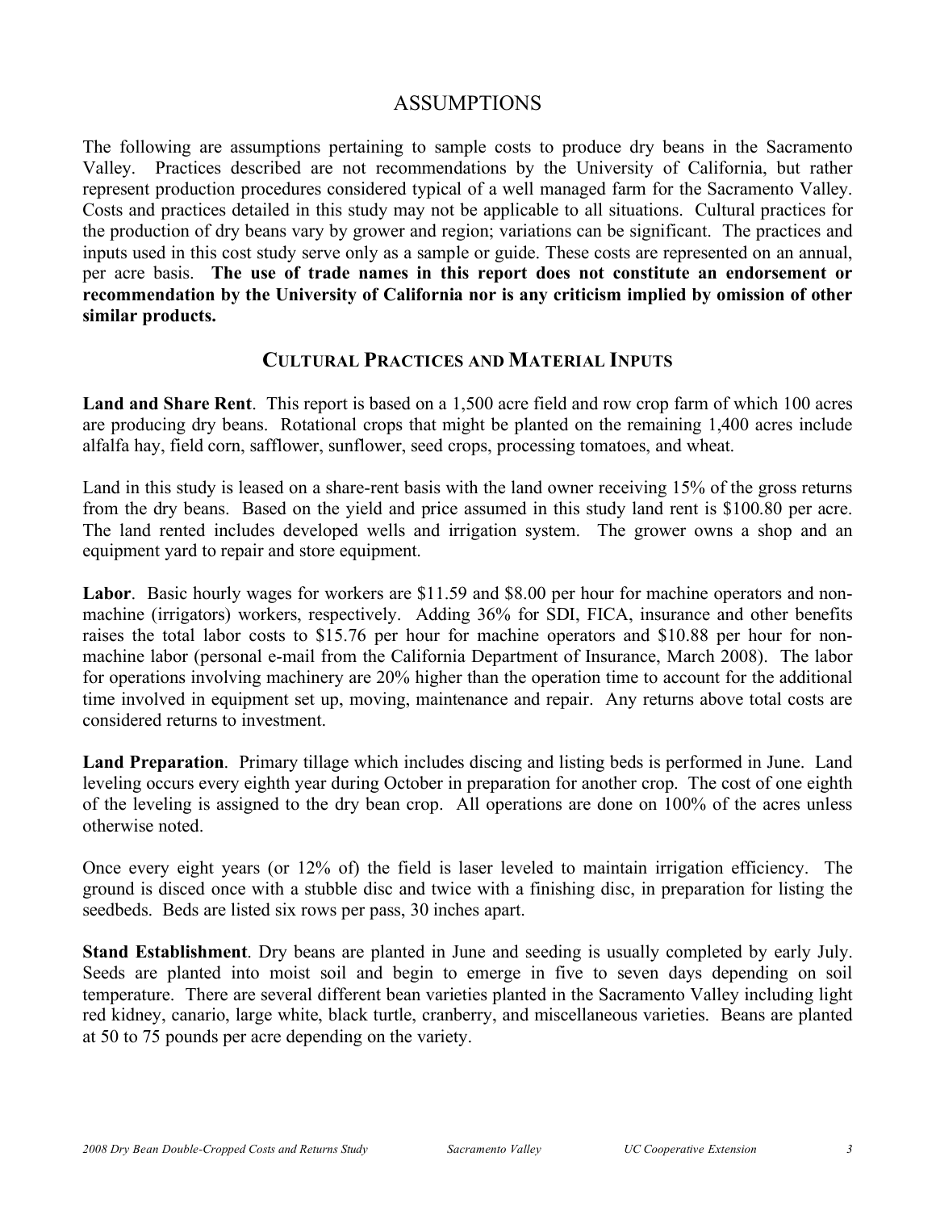## ASSUMPTIONS

The following are assumptions pertaining to sample costs to produce dry beans in the Sacramento Valley. Practices described are not recommendations by the University of California, but rather represent production procedures considered typical of a well managed farm for the Sacramento Valley. Costs and practices detailed in this study may not be applicable to all situations. Cultural practices for the production of dry beans vary by grower and region; variations can be significant. The practices and inputs used in this cost study serve only as a sample or guide. These costs are represented on an annual, per acre basis. **The use of trade names in this report does not constitute an endorsement or recommendation by the University of California nor is any criticism implied by omission of other similar products.**

### CULTURAL PRACTICES AND MATERIAL INPUTS

**Land and Share Rent**. This report is based on a 1,500 acre field and row crop farm of which 100 acres are producing dry beans. Rotational crops that might be planted on the remaining 1,400 acres include alfalfa hay, field corn, safflower, sunflower, seed crops, processing tomatoes, and wheat.

Land in this study is leased on a share-rent basis with the land owner receiving 15% of the gross returns from the dry beans. Based on the yield and price assumed in this study land rent is $100.80 per acre. The land rented includes developed wells and irrigation system. The grower owns a shop and an equipment yard to repair and store equipment.

**Labor**. Basic hourly wages for workers are $11.59 and $8.00 per hour for machine operators and non-machine (irrigators) workers, respectively. Adding 36% for SDI, FICA, insurance and other benefits raises the total labor costs to $15.76 per hour for machine operators and $10.88 per hour for non-machine labor (personal e-mail from the California Department of Insurance, March 2008). The labor for operations involving machinery are 20% higher than the operation time to account for the additional time involved in equipment set up, moving, maintenance and repair. Any returns above total costs are considered returns to investment.

**Land Preparation**. Primary tillage which includes discing and listing beds is performed in June. Land leveling occurs every eighth year during October in preparation for another crop. The cost of one eighth of the leveling is assigned to the dry bean crop. All operations are done on 100% of the acres unless otherwise noted.

Once every eight years (or 12% of) the field is laser leveled to maintain irrigation efficiency. The ground is disced once with a stubble disc and twice with a finishing disc, in preparation for listing the seedbeds. Beds are listed six rows per pass, 30 inches apart.

**Stand Establishment**. Dry beans are planted in June and seeding is usually completed by early July. Seeds are planted into moist soil and begin to emerge in five to seven days depending on soil temperature. There are several different bean varieties planted in the Sacramento Valley including light red kidney, canario, large white, black turtle, cranberry, and miscellaneous varieties. Beans are planted at 50 to 75 pounds per acre depending on the variety.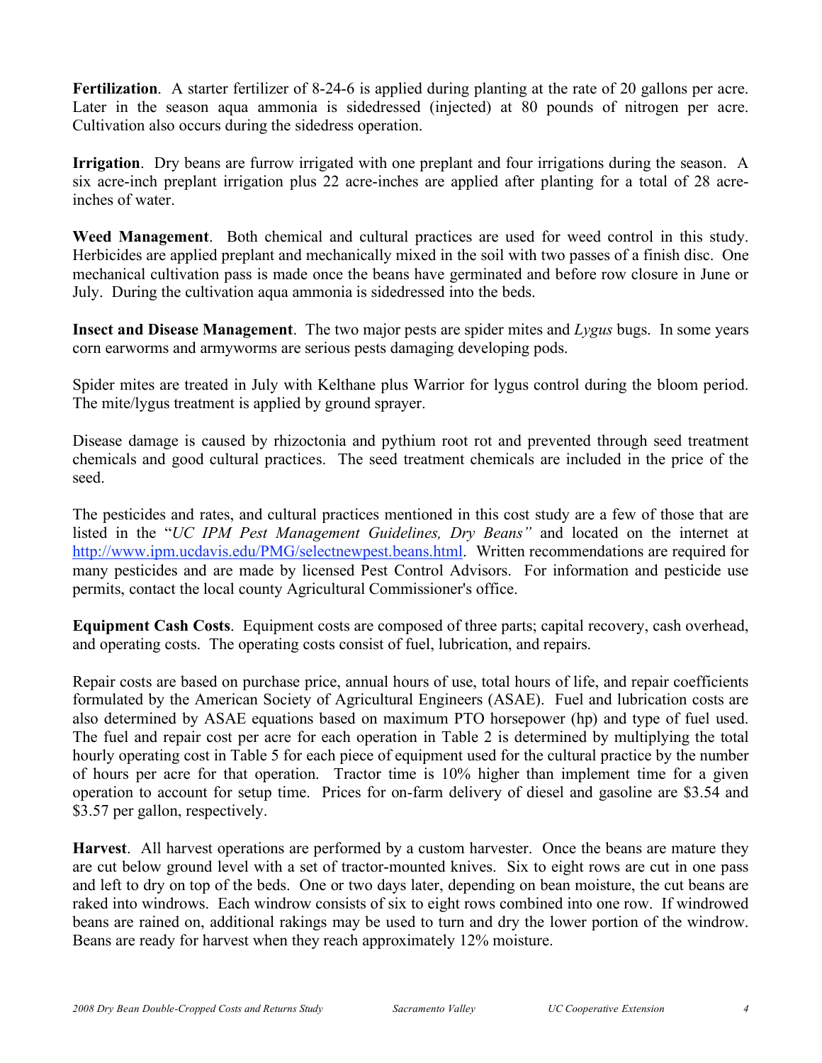**Fertilization**. A starter fertilizer of 8-24-6 is applied during planting at the rate of 20 gallons per acre. Later in the season aqua ammonia is sidedressed (injected) at 80 pounds of nitrogen per acre. Cultivation also occurs during the sidedress operation.

**Irrigation**. Dry beans are furrow irrigated with one preplant and four irrigations during the season. A six acre-inch preplant irrigation plus 22 acre-inches are applied after planting for a total of 28 acre-inches of water.

**Weed Management**. Both chemical and cultural practices are used for weed control in this study. Herbicides are applied preplant and mechanically mixed in the soil with two passes of a finish disc. One mechanical cultivation pass is made once the beans have germinated and before row closure in June or July. During the cultivation aqua ammonia is sidedressed into the beds.

**Insect and Disease Management**. The two major pests are spider mites and *Lygus* bugs. In some years corn earworms and armyworms are serious pests damaging developing pods.

Spider mites are treated in July with Kelthane plus Warrior for lygus control during the bloom period. The mite/lygus treatment is applied by ground sprayer.

Disease damage is caused by rhizoctonia and pythium root rot and prevented through seed treatment chemicals and good cultural practices. The seed treatment chemicals are included in the price of the seed.

The pesticides and rates, and cultural practices mentioned in this cost study are a few of those that are listed in the "*UC IPM Pest Management Guidelines, Dry Beans"* and located on the internet at http://www.ipm.ucdavis.edu/PMG/selectnewpest.beans.html. Written recommendations are required for many pesticides and are made by licensed Pest Control Advisors. For information and pesticide use permits, contact the local county Agricultural Commissioner's office.

**Equipment Cash Costs**. Equipment costs are composed of three parts; capital recovery, cash overhead, and operating costs. The operating costs consist of fuel, lubrication, and repairs.

Repair costs are based on purchase price, annual hours of use, total hours of life, and repair coefficients formulated by the American Society of Agricultural Engineers (ASAE). Fuel and lubrication costs are also determined by ASAE equations based on maximum PTO horsepower (hp) and type of fuel used. The fuel and repair cost per acre for each operation in Table 2 is determined by multiplying the total hourly operating cost in Table 5 for each piece of equipment used for the cultural practice by the number of hours per acre for that operation. Tractor time is 10% higher than implement time for a given operation to account for setup time. Prices for on-farm delivery of diesel and gasoline are $3.54 and $3.57 per gallon, respectively.

**Harvest**. All harvest operations are performed by a custom harvester. Once the beans are mature they are cut below ground level with a set of tractor-mounted knives. Six to eight rows are cut in one pass and left to dry on top of the beds. One or two days later, depending on bean moisture, the cut beans are raked into windrows. Each windrow consists of six to eight rows combined into one row. If windrowed beans are rained on, additional rakings may be used to turn and dry the lower portion of the windrow. Beans are ready for harvest when they reach approximately 12% moisture.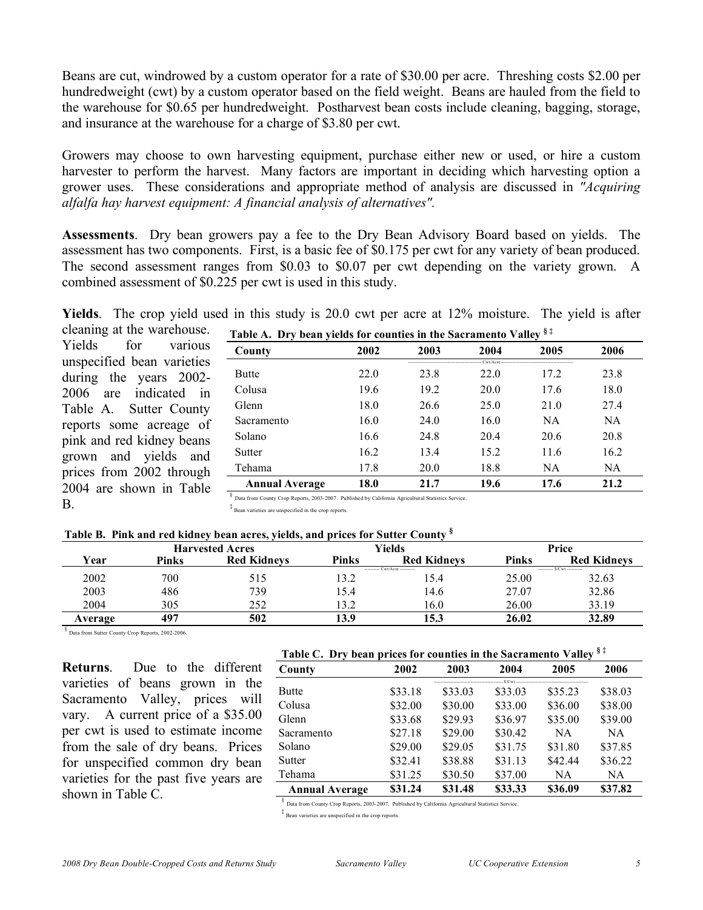Beans are cut, windrowed by a custom operator for a rate of $30.00 per acre. Threshing costs $2.00 per hundredweight (cwt) by a custom operator based on the field weight. Beans are hauled from the field to the warehouse for $0.65 per hundredweight. Postharvest bean costs include cleaning, bagging, storage, and insurance at the warehouse for a charge of $3.80 per cwt.

Growers may choose to own harvesting equipment, purchase either new or used, or hire a custom harvester to perform the harvest. Many factors are important in deciding which harvesting option a grower uses. These considerations and appropriate method of analysis are discussed in *"Acquiring alfalfa hay harvest equipment: A financial analysis of alternatives"*.

**Assessments**. Dry bean growers pay a fee to the Dry Bean Advisory Board based on yields. The assessment has two components. First, is a basic fee of $0.175 per cwt for any variety of bean produced. The second assessment ranges from $0.03 to $0.07 per cwt depending on the variety grown. A combined assessment of $0.225 per cwt is used in this study.

**Yields**. The crop yield used in this study is 20.0 cwt per acre at 12% moisture. The yield is after cleaning at the warehouse. Yields for various unspecified bean varieties during the years 2002-2006 are indicated in Table A. Sutter County reports some acreage of pink and red kidney beans grown and yields and prices from 2002 through 2004 are shown in Table B.

**Table A. Dry bean yields for counties in the Sacramento Valley** § ‡

| County | 2002 | 2003 | 2004 | 2005 | 2006 |
|---|---|---|---|---|---|
| | ---------- | ---------- | Cwt/Acre | ---------- | ---------- |
| Butte | 22.0 | 23.8 | 22.0 | 17.2 | 23.8 |
| Colusa | 19.6 | 19.2 | 20.0 | 17.6 | 18.0 |
| Glenn | 18.0 | 26.6 | 25.0 | 21.0 | 27.4 |
| Sacramento | 16.0 | 24.0 | 16.0 | NA | NA |
| Solano | 16.6 | 24.8 | 20.4 | 20.6 | 20.8 |
| Sutter | 16.2 | 13.4 | 15.2 | 11.6 | 16.2 |
| Tehama | 17.8 | 20.0 | 18.8 | NA | NA |
| **Annual Average** | **18.0** | **21.7** | **19.6** | **17.6** | **21.2** |

§ Data from County Crop Reports, 2003-2007. Published by California Agricultural Statistics Service.

‡ Bean varieties are unspecified in the crop reports.

**Table B. Pink and red kidney bean acres, yields, and prices for Sutter County** §

| | Harvested Acres | | Yields | | Price | |
|---|---|---|---|---|---|---|
| Year | Pinks | Red Kidneys | Pinks | Red Kidneys | Pinks | Red Kidneys |
| | | | ---------- Cwt/Acre | ---------- | ---------- $/Cwt | ---------- |
| 2002 | 700 | 515 | 13.2 | 15.4 | 25.00 | 32.63 |
| 2003 | 486 | 739 | 15.4 | 14.6 | 27.07 | 32.86 |
| 2004 | 305 | 252 | 13.2 | 16.0 | 26.00 | 33.19 |
| **Average** | **497** | **502** | **13.9** | **15.3** | **26.02** | **32.89** |

§ Data from Sutter County Crop Reports, 2002-2006.

**Returns**. Due to the different varieties of beans grown in the Sacramento Valley, prices will vary. A current price of a $35.00 per cwt is used to estimate income from the sale of dry beans. Prices for unspecified common dry bean varieties for the past five years are shown in Table C.

**Table C. Dry bean prices for counties in the Sacramento Valley** § ‡

| County | 2002 | 2003 | 2004 | 2005 | 2006 |
|---|---|---|---|---|---|
| | ---------- | ---------- | $/Cwt | ---------- | ---------- |
| Butte | $33.18 | $33.03 | $33.03 | $35.23 | $38.03 |
| Colusa | $32.00 | $30.00 | $33.00 | $36.00 | $38.00 |
| Glenn | $33.68 | $29.93 | $36.97 | $35.00 | $39.00 |
| Sacramento | $27.18 | $29.00 | $30.42 | NA | NA |
| Solano | $29.00 | $29.05 | $31.75 | $31.80 | $37.85 |
| Sutter | $32.41 | $38.88 | $31.13 | $42.44 | $36.22 |
| Tehama | $31.25 | $30.50 | $37.00 | NA | NA |
| **Annual Average** | **$31.24** | **$31.48** | **$33.33** | **$36.09** | **$37.82** |

§ Data from County Crop Reports, 2003-2007. Published by California Agricultural Statistics Service.

‡ Bean varieties are unspecified in the crop reports.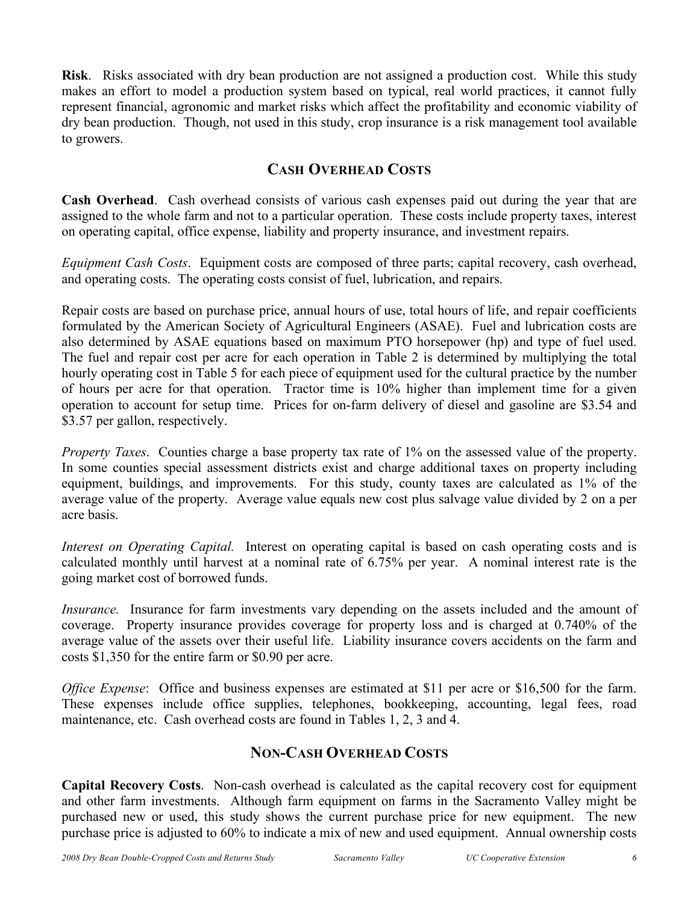**Risk**. Risks associated with dry bean production are not assigned a production cost. While this study makes an effort to model a production system based on typical, real world practices, it cannot fully represent financial, agronomic and market risks which affect the profitability and economic viability of dry bean production. Though, not used in this study, crop insurance is a risk management tool available to growers.

## CASH OVERHEAD COSTS

**Cash Overhead**. Cash overhead consists of various cash expenses paid out during the year that are assigned to the whole farm and not to a particular operation. These costs include property taxes, interest on operating capital, office expense, liability and property insurance, and investment repairs.

*Equipment Cash Costs*. Equipment costs are composed of three parts; capital recovery, cash overhead, and operating costs. The operating costs consist of fuel, lubrication, and repairs.

Repair costs are based on purchase price, annual hours of use, total hours of life, and repair coefficients formulated by the American Society of Agricultural Engineers (ASAE). Fuel and lubrication costs are also determined by ASAE equations based on maximum PTO horsepower (hp) and type of fuel used. The fuel and repair cost per acre for each operation in Table 2 is determined by multiplying the total hourly operating cost in Table 5 for each piece of equipment used for the cultural practice by the number of hours per acre for that operation. Tractor time is 10% higher than implement time for a given operation to account for setup time. Prices for on-farm delivery of diesel and gasoline are $3.54 and $3.57 per gallon, respectively.

*Property Taxes*. Counties charge a base property tax rate of 1% on the assessed value of the property. In some counties special assessment districts exist and charge additional taxes on property including equipment, buildings, and improvements. For this study, county taxes are calculated as 1% of the average value of the property. Average value equals new cost plus salvage value divided by 2 on a per acre basis.

*Interest on Operating Capital.* Interest on operating capital is based on cash operating costs and is calculated monthly until harvest at a nominal rate of 6.75% per year. A nominal interest rate is the going market cost of borrowed funds.

*Insurance.* Insurance for farm investments vary depending on the assets included and the amount of coverage. Property insurance provides coverage for property loss and is charged at 0.740% of the average value of the assets over their useful life. Liability insurance covers accidents on the farm and costs $1,350 for the entire farm or $0.90 per acre.

*Office Expense*: Office and business expenses are estimated at $11 per acre or $16,500 for the farm. These expenses include office supplies, telephones, bookkeeping, accounting, legal fees, road maintenance, etc. Cash overhead costs are found in Tables 1, 2, 3 and 4.

## NON-CASH OVERHEAD COSTS

**Capital Recovery Costs**. Non-cash overhead is calculated as the capital recovery cost for equipment and other farm investments. Although farm equipment on farms in the Sacramento Valley might be purchased new or used, this study shows the current purchase price for new equipment. The new purchase price is adjusted to 60% to indicate a mix of new and used equipment. Annual ownership costs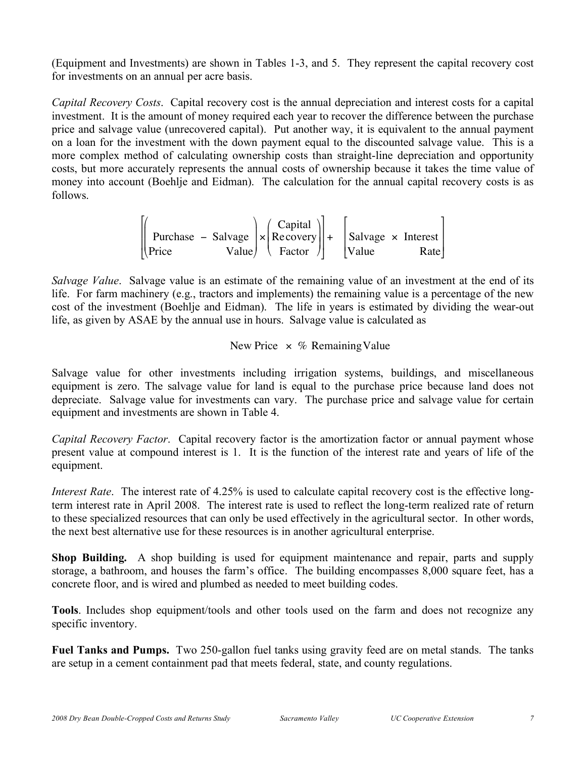(Equipment and Investments) are shown in Tables 1-3, and 5. They represent the capital recovery cost for investments on an annual per acre basis.

*Capital Recovery Costs*. Capital recovery cost is the annual depreciation and interest costs for a capital investment. It is the amount of money required each year to recover the difference between the purchase price and salvage value (unrecovered capital). Put another way, it is equivalent to the annual payment on a loan for the investment with the down payment equal to the discounted salvage value. This is a more complex method of calculating ownership costs than straight-line depreciation and opportunity costs, but more accurately represents the annual costs of ownership because it takes the time value of money into account (Boehlje and Eidman). The calculation for the annual capital recovery costs is as follows.

$$\left[\left(\begin{matrix}\text{Purchase} \\ \text{Price}\end{matrix} - \begin{matrix}\text{Salvage} \\ \text{Value}\end{matrix}\right) \times \left(\begin{matrix}\text{Capital} \\ \text{Recovery} \\ \text{Factor}\end{matrix}\right)\right] + \left[\begin{matrix}\text{Salvage} \\ \text{Value}\end{matrix} \times \begin{matrix}\text{Interest} \\ \text{Rate}\end{matrix}\right]$$

*Salvage Value*. Salvage value is an estimate of the remaining value of an investment at the end of its life. For farm machinery (e.g., tractors and implements) the remaining value is a percentage of the new cost of the investment (Boehlje and Eidman). The life in years is estimated by dividing the wear-out life, as given by ASAE by the annual use in hours. Salvage value is calculated as

$$\text{New Price} \times \% \text{ Remaining Value}$$

Salvage value for other investments including irrigation systems, buildings, and miscellaneous equipment is zero. The salvage value for land is equal to the purchase price because land does not depreciate. Salvage value for investments can vary. The purchase price and salvage value for certain equipment and investments are shown in Table 4.

*Capital Recovery Factor*. Capital recovery factor is the amortization factor or annual payment whose present value at compound interest is 1. It is the function of the interest rate and years of life of the equipment.

*Interest Rate*. The interest rate of 4.25% is used to calculate capital recovery cost is the effective long-term interest rate in April 2008. The interest rate is used to reflect the long-term realized rate of return to these specialized resources that can only be used effectively in the agricultural sector. In other words, the next best alternative use for these resources is in another agricultural enterprise.

**Shop Building.** A shop building is used for equipment maintenance and repair, parts and supply storage, a bathroom, and houses the farm's office. The building encompasses 8,000 square feet, has a concrete floor, and is wired and plumbed as needed to meet building codes.

**Tools**. Includes shop equipment/tools and other tools used on the farm and does not recognize any specific inventory.

**Fuel Tanks and Pumps.** Two 250-gallon fuel tanks using gravity feed are on metal stands. The tanks are setup in a cement containment pad that meets federal, state, and county regulations.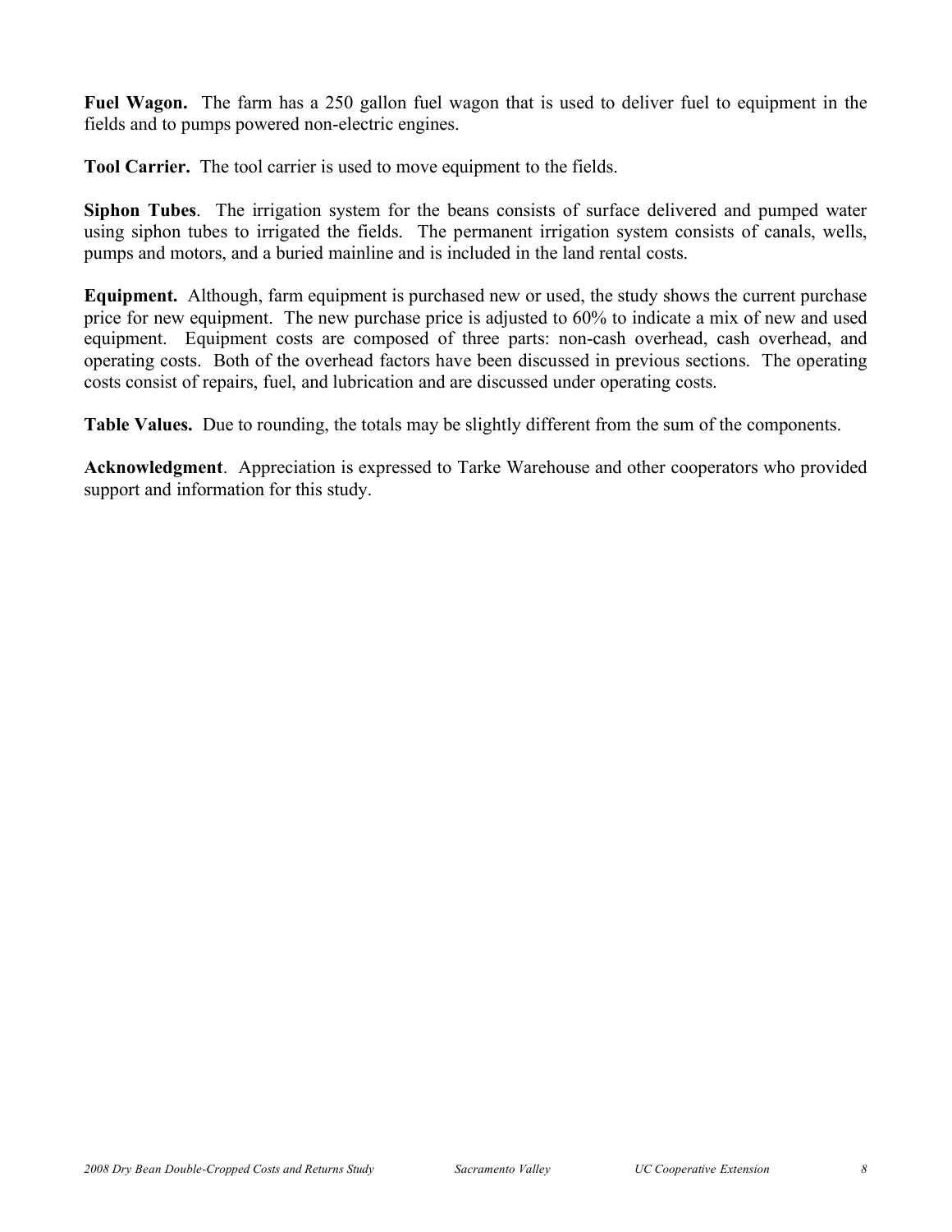**Fuel Wagon.** The farm has a 250 gallon fuel wagon that is used to deliver fuel to equipment in the fields and to pumps powered non-electric engines.

**Tool Carrier.** The tool carrier is used to move equipment to the fields.

**Siphon Tubes**. The irrigation system for the beans consists of surface delivered and pumped water using siphon tubes to irrigated the fields. The permanent irrigation system consists of canals, wells, pumps and motors, and a buried mainline and is included in the land rental costs.

**Equipment.** Although, farm equipment is purchased new or used, the study shows the current purchase price for new equipment. The new purchase price is adjusted to 60% to indicate a mix of new and used equipment. Equipment costs are composed of three parts: non-cash overhead, cash overhead, and operating costs. Both of the overhead factors have been discussed in previous sections. The operating costs consist of repairs, fuel, and lubrication and are discussed under operating costs.

**Table Values.** Due to rounding, the totals may be slightly different from the sum of the components.

**Acknowledgment**. Appreciation is expressed to Tarke Warehouse and other cooperators who provided support and information for this study.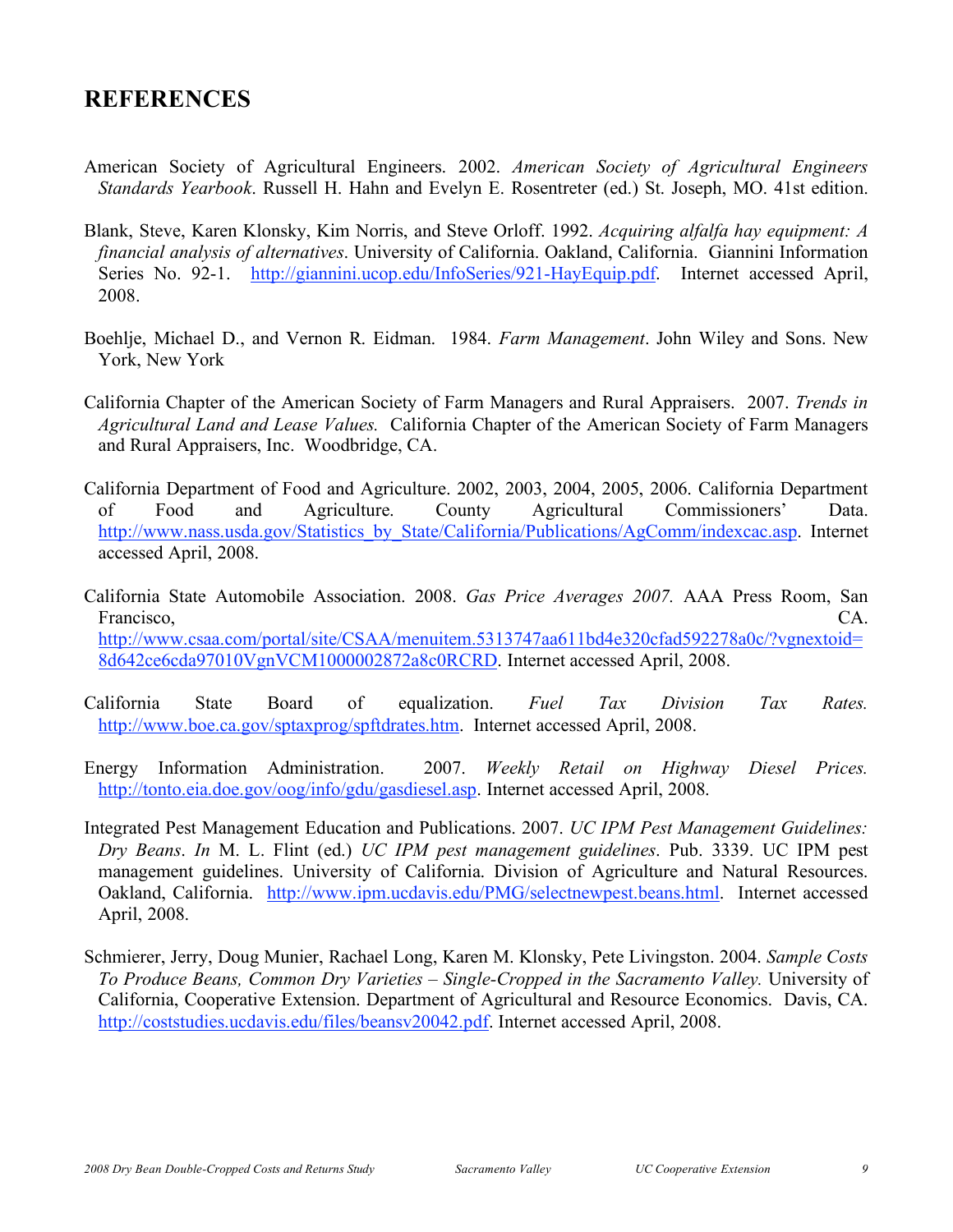# REFERENCES

American Society of Agricultural Engineers. 2002. *American Society of Agricultural Engineers Standards Yearbook*. Russell H. Hahn and Evelyn E. Rosentreter (ed.) St. Joseph, MO. 41st edition.

Blank, Steve, Karen Klonsky, Kim Norris, and Steve Orloff. 1992. *Acquiring alfalfa hay equipment: A financial analysis of alternatives*. University of California. Oakland, California. Giannini Information Series No. 92-1. http://giannini.ucop.edu/InfoSeries/921-HayEquip.pdf. Internet accessed April, 2008.

Boehlje, Michael D., and Vernon R. Eidman. 1984. *Farm Management*. John Wiley and Sons. New York, New York

California Chapter of the American Society of Farm Managers and Rural Appraisers. 2007. *Trends in Agricultural Land and Lease Values.* California Chapter of the American Society of Farm Managers and Rural Appraisers, Inc. Woodbridge, CA.

California Department of Food and Agriculture. 2002, 2003, 2004, 2005, 2006. California Department of Food and Agriculture. County Agricultural Commissioners' Data. http://www.nass.usda.gov/Statistics_by_State/California/Publications/AgComm/indexcac.asp. Internet accessed April, 2008.

California State Automobile Association. 2008. *Gas Price Averages 2007.* AAA Press Room, San Francisco, CA. http://www.csaa.com/portal/site/CSAA/menuitem.5313747aa611bd4e320cfad592278a0c/?vgnextoid=8d642ce6cda97010VgnVCM1000002872a8c0RCRD. Internet accessed April, 2008.

California State Board of equalization. *Fuel Tax Division Tax Rates.* http://www.boe.ca.gov/sptaxprog/spftdrates.htm. Internet accessed April, 2008.

Energy Information Administration. 2007. *Weekly Retail on Highway Diesel Prices.* http://tonto.eia.doe.gov/oog/info/gdu/gasdiesel.asp. Internet accessed April, 2008.

Integrated Pest Management Education and Publications. 2007. *UC IPM Pest Management Guidelines: Dry Beans*. *In* M. L. Flint (ed.) *UC IPM pest management guidelines*. Pub. 3339. UC IPM pest management guidelines. University of California. Division of Agriculture and Natural Resources. Oakland, California. http://www.ipm.ucdavis.edu/PMG/selectnewpest.beans.html. Internet accessed April, 2008.

Schmierer, Jerry, Doug Munier, Rachael Long, Karen M. Klonsky, Pete Livingston. 2004. *Sample Costs To Produce Beans, Common Dry Varieties – Single-Cropped in the Sacramento Valley.* University of California, Cooperative Extension. Department of Agricultural and Resource Economics. Davis, CA. http://coststudies.ucdavis.edu/files/beansv20042.pdf. Internet accessed April, 2008.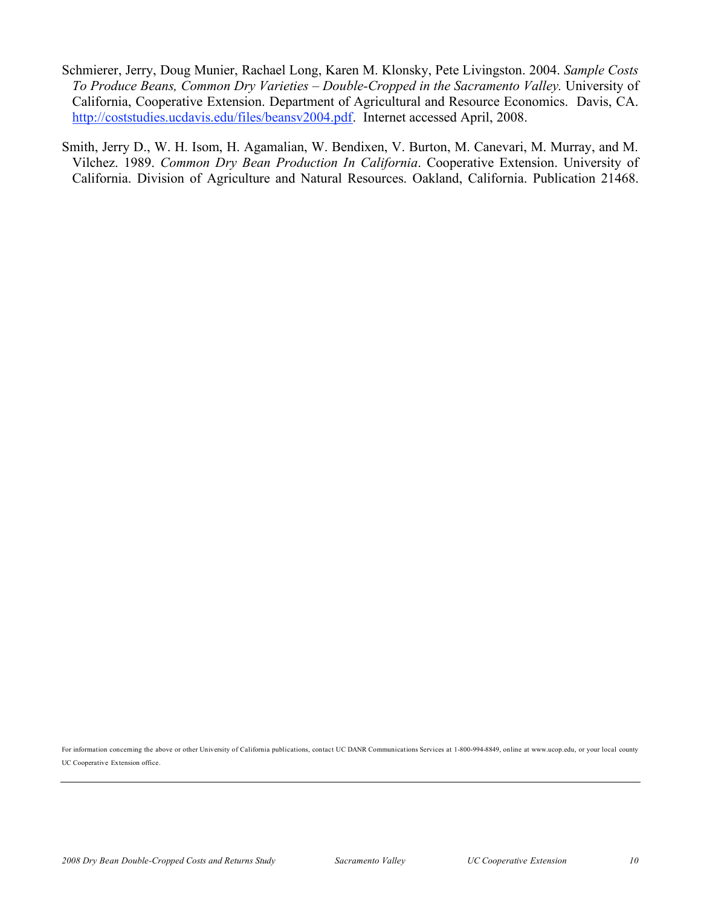Schmierer, Jerry, Doug Munier, Rachael Long, Karen M. Klonsky, Pete Livingston. 2004. *Sample Costs To Produce Beans, Common Dry Varieties – Double-Cropped in the Sacramento Valley.* University of California, Cooperative Extension. Department of Agricultural and Resource Economics. Davis, CA. http://coststudies.ucdavis.edu/files/beansv2004.pdf. Internet accessed April, 2008.

Smith, Jerry D., W. H. Isom, H. Agamalian, W. Bendixen, V. Burton, M. Canevari, M. Murray, and M. Vilchez. 1989. *Common Dry Bean Production In California*. Cooperative Extension. University of California. Division of Agriculture and Natural Resources. Oakland, California. Publication 21468.

For information concerning the above or other University of California publications, contact UC DANR Communications Services at 1-800-994-8849, online at www.ucop.edu, or your local county UC Cooperative Extension office.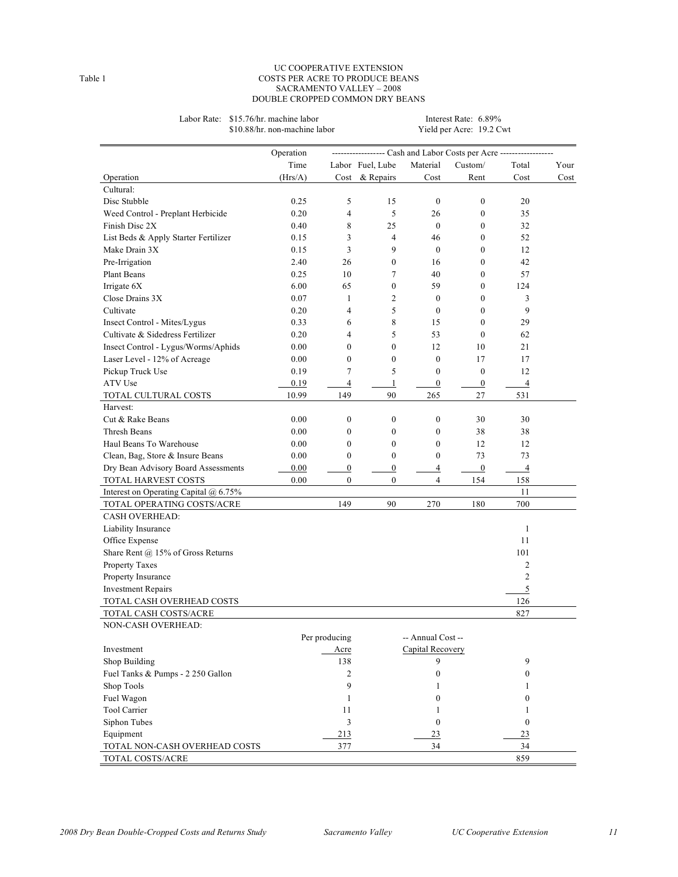Table 1

UC COOPERATIVE EXTENSION
COSTS PER ACRE TO PRODUCE BEANS
SACRAMENTO VALLEY – 2008
DOUBLE CROPPED COMMON DRY BEANS

Labor Rate: $15.76/hr. machine labor
$10.88/hr. non-machine labor

Interest Rate: 6.89%
Yield per Acre: 19.2 Cwt

| | Operation | ------------------ Cash and Labor Costs per Acre ------------------ | | | | | |
|---|---|---|---|---|---|---|---|
| | Time | Labor | Fuel, Lube | Material | Custom/ | Total | Your |
| Operation | (Hrs/A) | Cost | & Repairs | Cost | Rent | Cost | Cost |
| Cultural: | | | | | | | |
| Disc Stubble | 0.25 | 5 | 15 | 0 | 0 | 20 | |
| Weed Control - Preplant Herbicide | 0.20 | 4 | 5 | 26 | 0 | 35 | |
| Finish Disc 2X | 0.40 | 8 | 25 | 0 | 0 | 32 | |
| List Beds & Apply Starter Fertilizer | 0.15 | 3 | 4 | 46 | 0 | 52 | |
| Make Drain 3X | 0.15 | 3 | 9 | 0 | 0 | 12 | |
| Pre-Irrigation | 2.40 | 26 | 0 | 16 | 0 | 42 | |
| Plant Beans | 0.25 | 10 | 7 | 40 | 0 | 57 | |
| Irrigate 6X | 6.00 | 65 | 0 | 59 | 0 | 124 | |
| Close Drains 3X | 0.07 | 1 | 2 | 0 | 0 | 3 | |
| Cultivate | 0.20 | 4 | 5 | 0 | 0 | 9 | |
| Insect Control - Mites/Lygus | 0.33 | 6 | 8 | 15 | 0 | 29 | |
| Cultivate & Sidedress Fertilizer | 0.20 | 4 | 5 | 53 | 0 | 62 | |
| Insect Control - Lygus/Worms/Aphids | 0.00 | 0 | 0 | 12 | 10 | 21 | |
| Laser Level - 12% of Acreage | 0.00 | 0 | 0 | 0 | 17 | 17 | |
| Pickup Truck Use | 0.19 | 7 | 5 | 0 | 0 | 12 | |
| ATV Use | 0.19 | 4 | 1 | 0 | 0 | 4 | |
| TOTAL CULTURAL COSTS | 10.99 | 149 | 90 | 265 | 27 | 531 | |
| Harvest: | | | | | | | |
| Cut & Rake Beans | 0.00 | 0 | 0 | 0 | 30 | 30 | |
| Thresh Beans | 0.00 | 0 | 0 | 0 | 38 | 38 | |
| Haul Beans To Warehouse | 0.00 | 0 | 0 | 0 | 12 | 12 | |
| Clean, Bag, Store & Insure Beans | 0.00 | 0 | 0 | 0 | 73 | 73 | |
| Dry Bean Advisory Board Assessments | 0.00 | 0 | 0 | 4 | 0 | 4 | |
| TOTAL HARVEST COSTS | 0.00 | 0 | 0 | 4 | 154 | 158 | |
| Interest on Operating Capital @ 6.75% | | | | | | 11 | |
| TOTAL OPERATING COSTS/ACRE | | 149 | 90 | 270 | 180 | 700 | |
| CASH OVERHEAD: | | | | | | | |
| Liability Insurance | | | | | | 1 | |
| Office Expense | | | | | | 11 | |
| Share Rent @ 15% of Gross Returns | | | | | | 101 | |
| Property Taxes | | | | | | 2 | |
| Property Insurance | | | | | | 2 | |
| Investment Repairs | | | | | | 5 | |
| TOTAL CASH OVERHEAD COSTS | | | | | | 126 | |
| TOTAL CASH COSTS/ACRE | | | | | | 827 | |

NON-CASH OVERHEAD:

| | Per producing | -- Annual Cost -- | |
|---|---|---|---|
| Investment | Acre | Capital Recovery | |
| Shop Building | 138 | 9 | 9 |
| Fuel Tanks & Pumps - 2 250 Gallon | 2 | 0 | 0 |
| Shop Tools | 9 | 1 | 1 |
| Fuel Wagon | 1 | 0 | 0 |
| Tool Carrier | 11 | 1 | 1 |
| Siphon Tubes | 3 | 0 | 0 |
| Equipment | 213 | 23 | 23 |
| TOTAL NON-CASH OVERHEAD COSTS | 377 | 34 | 34 |
| TOTAL COSTS/ACRE | | | 859 |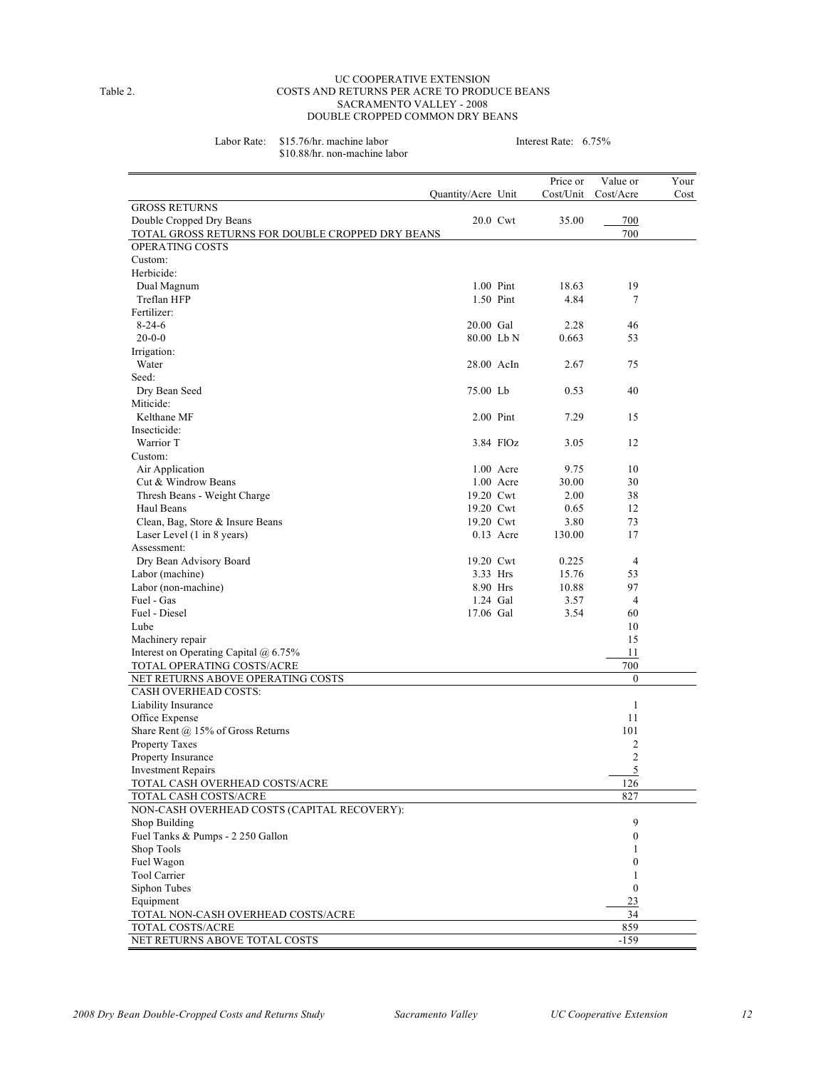Table 2.

UC COOPERATIVE EXTENSION
COSTS AND RETURNS PER ACRE TO PRODUCE BEANS
SACRAMENTO VALLEY - 2008
DOUBLE CROPPED COMMON DRY BEANS

Labor Rate: $15.76/hr. machine labor
$10.88/hr. non-machine labor

Interest Rate: 6.75%

| | Quantity/Acre | Unit | Price or Cost/Unit | Value or Cost/Acre | Your Cost |
|---|---|---|---|---|---|
| GROSS RETURNS | | | | | |
| Double Cropped Dry Beans | 20.0 | Cwt | 35.00 | 700 | |
| TOTAL GROSS RETURNS FOR DOUBLE CROPPED DRY BEANS | | | | 700 | |
| OPERATING COSTS | | | | | |
| Custom: | | | | | |
| Herbicide: | | | | | |
| Dual Magnum | 1.00 | Pint | 18.63 | 19 | |
| Treflan HFP | 1.50 | Pint | 4.84 | 7 | |
| Fertilizer: | | | | | |
| 8-24-6 | 20.00 | Gal | 2.28 | 46 | |
| 20-0-0 | 80.00 | Lb N | 0.663 | 53 | |
| Irrigation: | | | | | |
| Water | 28.00 | AcIn | 2.67 | 75 | |
| Seed: | | | | | |
| Dry Bean Seed | 75.00 | Lb | 0.53 | 40 | |
| Miticide: | | | | | |
| Kelthane MF | 2.00 | Pint | 7.29 | 15 | |
| Insecticide: | | | | | |
| Warrior T | 3.84 | FlOz | 3.05 | 12 | |
| Custom: | | | | | |
| Air Application | 1.00 | Acre | 9.75 | 10 | |
| Cut & Windrow Beans | 1.00 | Acre | 30.00 | 30 | |
| Thresh Beans - Weight Charge | 19.20 | Cwt | 2.00 | 38 | |
| Haul Beans | 19.20 | Cwt | 0.65 | 12 | |
| Clean, Bag, Store & Insure Beans | 19.20 | Cwt | 3.80 | 73 | |
| Laser Level (1 in 8 years) | 0.13 | Acre | 130.00 | 17 | |
| Assessment: | | | | | |
| Dry Bean Advisory Board | 19.20 | Cwt | 0.225 | 4 | |
| Labor (machine) | 3.33 | Hrs | 15.76 | 53 | |
| Labor (non-machine) | 8.90 | Hrs | 10.88 | 97 | |
| Fuel - Gas | 1.24 | Gal | 3.57 | 4 | |
| Fuel - Diesel | 17.06 | Gal | 3.54 | 60 | |
| Lube | | | | 10 | |
| Machinery repair | | | | 15 | |
| Interest on Operating Capital @ 6.75% | | | | 11 | |
| TOTAL OPERATING COSTS/ACRE | | | | 700 | |
| NET RETURNS ABOVE OPERATING COSTS | | | | 0 | |
| CASH OVERHEAD COSTS: | | | | | |
| Liability Insurance | | | | 1 | |
| Office Expense | | | | 11 | |
| Share Rent @ 15% of Gross Returns | | | | 101 | |
| Property Taxes | | | | 2 | |
| Property Insurance | | | | 2 | |
| Investment Repairs | | | | 5 | |
| TOTAL CASH OVERHEAD COSTS/ACRE | | | | 126 | |
| TOTAL CASH COSTS/ACRE | | | | 827 | |
| NON-CASH OVERHEAD COSTS (CAPITAL RECOVERY): | | | | | |
| Shop Building | | | | 9 | |
| Fuel Tanks & Pumps - 2 250 Gallon | | | | 0 | |
| Shop Tools | | | | 1 | |
| Fuel Wagon | | | | 0 | |
| Tool Carrier | | | | 1 | |
| Siphon Tubes | | | | 0 | |
| Equipment | | | | 23 | |
| TOTAL NON-CASH OVERHEAD COSTS/ACRE | | | | 34 | |
| TOTAL COSTS/ACRE | | | | 859 | |
| NET RETURNS ABOVE TOTAL COSTS | | | | -159 | |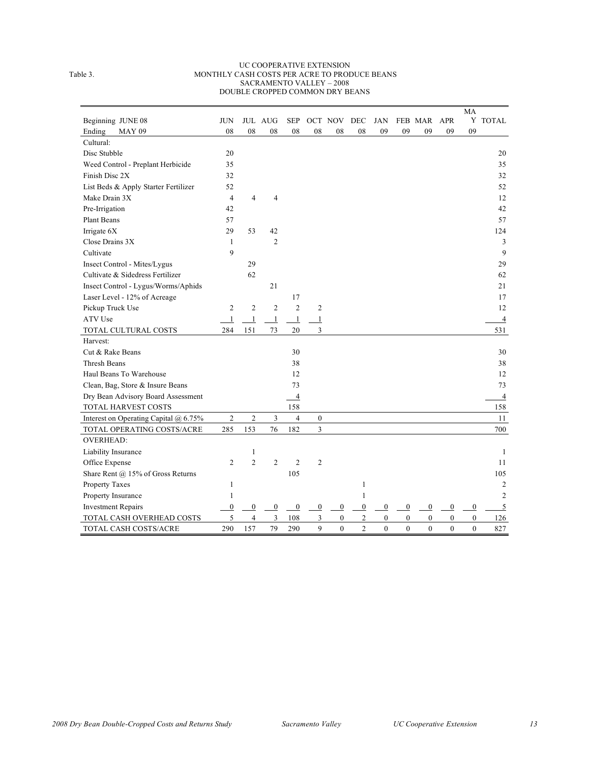Table 3.

UC COOPERATIVE EXTENSION
MONTHLY CASH COSTS PER ACRE TO PRODUCE BEANS
SACRAMENTO VALLEY – 2008
DOUBLE CROPPED COMMON DRY BEANS

| Beginning JUNE 08<br>Ending MAY 09 | JUN 08 | JUL 08 | AUG 08 | SEP 08 | OCT 08 | NOV 08 | DEC 08 | JAN 09 | FEB 09 | MAR 09 | APR 09 | MAY 09 | TOTAL |
|---|---|---|---|---|---|---|---|---|---|---|---|---|---|
| Cultural: | | | | | | | | | | | | | |
| Disc Stubble | 20 | | | | | | | | | | | | 20 |
| Weed Control - Preplant Herbicide | 35 | | | | | | | | | | | | 35 |
| Finish Disc 2X | 32 | | | | | | | | | | | | 32 |
| List Beds & Apply Starter Fertilizer | 52 | | | | | | | | | | | | 52 |
| Make Drain 3X | 4 | 4 | 4 | | | | | | | | | | 12 |
| Pre-Irrigation | 42 | | | | | | | | | | | | 42 |
| Plant Beans | 57 | | | | | | | | | | | | 57 |
| Irrigate 6X | 29 | 53 | 42 | | | | | | | | | | 124 |
| Close Drains 3X | 1 | | 2 | | | | | | | | | | 3 |
| Cultivate | 9 | | | | | | | | | | | | 9 |
| Insect Control - Mites/Lygus | | 29 | | | | | | | | | | | 29 |
| Cultivate & Sidedress Fertilizer | | 62 | | | | | | | | | | | 62 |
| Insect Control - Lygus/Worms/Aphids | | | 21 | | | | | | | | | | 21 |
| Laser Level - 12% of Acreage | | | | 17 | | | | | | | | | 17 |
| Pickup Truck Use | 2 | 2 | 2 | 2 | 2 | | | | | | | | 12 |
| ATV Use | 1 | 1 | 1 | 1 | 1 | | | | | | | | 4 |
| TOTAL CULTURAL COSTS | 284 | 151 | 73 | 20 | 3 | | | | | | | | 531 |
| Harvest: | | | | | | | | | | | | | |
| Cut & Rake Beans | | | | 30 | | | | | | | | | 30 |
| Thresh Beans | | | | 38 | | | | | | | | | 38 |
| Haul Beans To Warehouse | | | | 12 | | | | | | | | | 12 |
| Clean, Bag, Store & Insure Beans | | | | 73 | | | | | | | | | 73 |
| Dry Bean Advisory Board Assessment | | | | 4 | | | | | | | | | 4 |
| TOTAL HARVEST COSTS | | | | 158 | | | | | | | | | 158 |
| Interest on Operating Capital @ 6.75% | 2 | 2 | 3 | 4 | 0 | | | | | | | | 11 |
| TOTAL OPERATING COSTS/ACRE | 285 | 153 | 76 | 182 | 3 | | | | | | | | 700 |
| OVERHEAD: | | | | | | | | | | | | | |
| Liability Insurance | | 1 | | | | | | | | | | | 1 |
| Office Expense | 2 | 2 | 2 | 2 | 2 | | | | | | | | 11 |
| Share Rent @ 15% of Gross Returns | | | | 105 | | | | | | | | | 105 |
| Property Taxes | 1 | | | | | | 1 | | | | | | 2 |
| Property Insurance | 1 | | | | | | 1 | | | | | | 2 |
| Investment Repairs | 0 | 0 | 0 | 0 | 0 | 0 | 0 | 0 | 0 | 0 | 0 | 0 | 5 |
| TOTAL CASH OVERHEAD COSTS | 5 | 4 | 3 | 108 | 3 | 0 | 2 | 0 | 0 | 0 | 0 | 0 | 126 |
| TOTAL CASH COSTS/ACRE | 290 | 157 | 79 | 290 | 9 | 0 | 2 | 0 | 0 | 0 | 0 | 0 | 827 |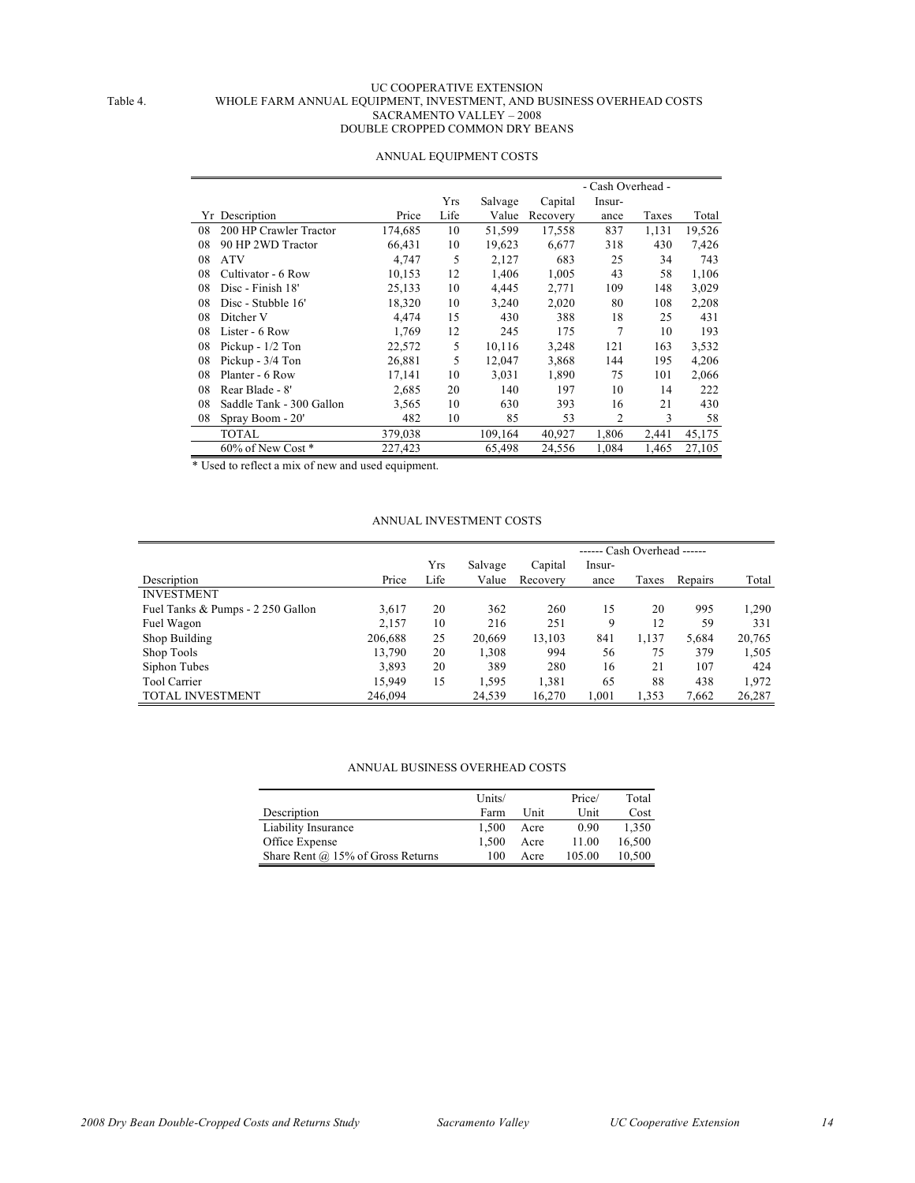Table 4.

# UC COOPERATIVE EXTENSION
## WHOLE FARM ANNUAL EQUIPMENT, INVESTMENT, AND BUSINESS OVERHEAD COSTS
## SACRAMENTO VALLEY – 2008
## DOUBLE CROPPED COMMON DRY BEANS

### ANNUAL EQUIPMENT COSTS

| | | | | | | - Cash Overhead - | | |
|---|---|---|---|---|---|---|---|---|
| | | | Yrs | Salvage | Capital | Insur- | | |
| Yr | Description | Price | Life | Value | Recovery | ance | Taxes | Total |
| 08 | 200 HP Crawler Tractor | 174,685 | 10 | 51,599 | 17,558 | 837 | 1,131 | 19,526 |
| 08 | 90 HP 2WD Tractor | 66,431 | 10 | 19,623 | 6,677 | 318 | 430 | 7,426 |
| 08 | ATV | 4,747 | 5 | 2,127 | 683 | 25 | 34 | 743 |
| 08 | Cultivator - 6 Row | 10,153 | 12 | 1,406 | 1,005 | 43 | 58 | 1,106 |
| 08 | Disc - Finish 18' | 25,133 | 10 | 4,445 | 2,771 | 109 | 148 | 3,029 |
| 08 | Disc - Stubble 16' | 18,320 | 10 | 3,240 | 2,020 | 80 | 108 | 2,208 |
| 08 | Ditcher V | 4,474 | 15 | 430 | 388 | 18 | 25 | 431 |
| 08 | Lister - 6 Row | 1,769 | 12 | 245 | 175 | 7 | 10 | 193 |
| 08 | Pickup - 1/2 Ton | 22,572 | 5 | 10,116 | 3,248 | 121 | 163 | 3,532 |
| 08 | Pickup - 3/4 Ton | 26,881 | 5 | 12,047 | 3,868 | 144 | 195 | 4,206 |
| 08 | Planter - 6 Row | 17,141 | 10 | 3,031 | 1,890 | 75 | 101 | 2,066 |
| 08 | Rear Blade - 8' | 2,685 | 20 | 140 | 197 | 10 | 14 | 222 |
| 08 | Saddle Tank - 300 Gallon | 3,565 | 10 | 630 | 393 | 16 | 21 | 430 |
| 08 | Spray Boom - 20' | 482 | 10 | 85 | 53 | 2 | 3 | 58 |
| | TOTAL | 379,038 | | 109,164 | 40,927 | 1,806 | 2,441 | 45,175 |
| | 60% of New Cost * | 227,423 | | 65,498 | 24,556 | 1,084 | 1,465 | 27,105 |

\* Used to reflect a mix of new and used equipment.

### ANNUAL INVESTMENT COSTS

| | | | | | ------ Cash Overhead ------ | | | |
|---|---|---|---|---|---|---|---|---|
| | | Yrs | Salvage | Capital | Insur- | | | |
| Description | Price | Life | Value | Recovery | ance | Taxes | Repairs | Total |
| INVESTMENT | | | | | | | | |
| Fuel Tanks & Pumps - 2 250 Gallon | 3,617 | 20 | 362 | 260 | 15 | 20 | 995 | 1,290 |
| Fuel Wagon | 2,157 | 10 | 216 | 251 | 9 | 12 | 59 | 331 |
| Shop Building | 206,688 | 25 | 20,669 | 13,103 | 841 | 1,137 | 5,684 | 20,765 |
| Shop Tools | 13,790 | 20 | 1,308 | 994 | 56 | 75 | 379 | 1,505 |
| Siphon Tubes | 3,893 | 20 | 389 | 280 | 16 | 21 | 107 | 424 |
| Tool Carrier | 15,949 | 15 | 1,595 | 1,381 | 65 | 88 | 438 | 1,972 |
| TOTAL INVESTMENT | 246,094 | | 24,539 | 16,270 | 1,001 | 1,353 | 7,662 | 26,287 |

### ANNUAL BUSINESS OVERHEAD COSTS

| | Units/ | | Price/ | Total |
|---|---|---|---|---|
| Description | Farm | Unit | Unit | Cost |
| Liability Insurance | 1,500 | Acre | 0.90 | 1,350 |
| Office Expense | 1,500 | Acre | 11.00 | 16,500 |
| Share Rent @ 15% of Gross Returns | 100 | Acre | 105.00 | 10,500 |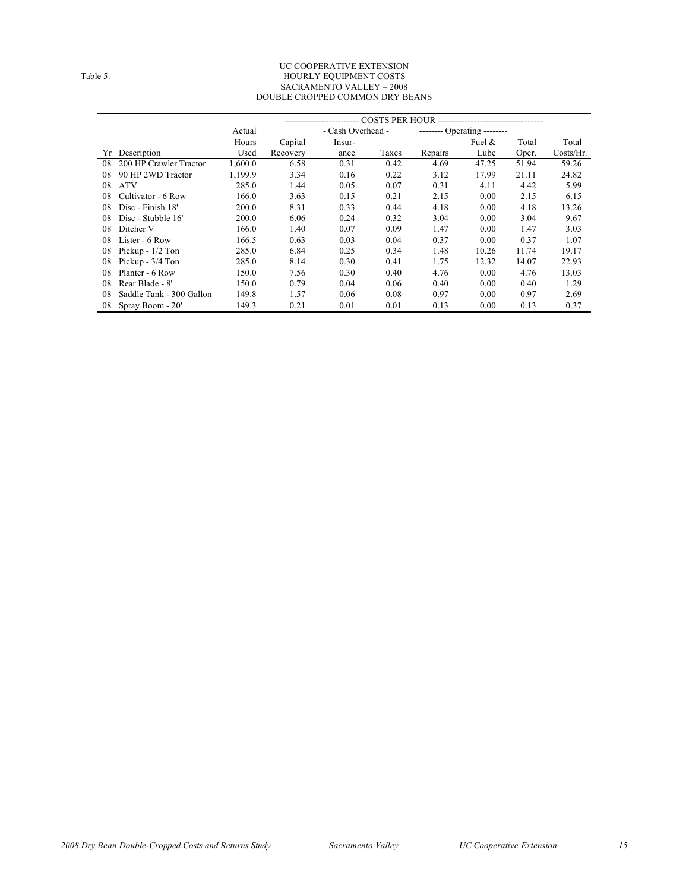Table 5.

UC COOPERATIVE EXTENSION
HOURLY EQUIPMENT COSTS
SACRAMENTO VALLEY – 2008
DOUBLE CROPPED COMMON DRY BEANS

| | | | COSTS PER HOUR | | | | | | |
|---|---|---|---|---|---|---|---|---|---|
| | | Actual | | - Cash Overhead - | | -------- Operating -------- | | | |
| | | Hours | Capital | Insur- | | | Fuel & | Total | Total |
| Yr | Description | Used | Recovery | ance | Taxes | Repairs | Lube | Oper. | Costs/Hr. |
| 08 | 200 HP Crawler Tractor | 1,600.0 | 6.58 | 0.31 | 0.42 | 4.69 | 47.25 | 51.94 | 59.26 |
| 08 | 90 HP 2WD Tractor | 1,199.9 | 3.34 | 0.16 | 0.22 | 3.12 | 17.99 | 21.11 | 24.82 |
| 08 | ATV | 285.0 | 1.44 | 0.05 | 0.07 | 0.31 | 4.11 | 4.42 | 5.99 |
| 08 | Cultivator - 6 Row | 166.0 | 3.63 | 0.15 | 0.21 | 2.15 | 0.00 | 2.15 | 6.15 |
| 08 | Disc - Finish 18' | 200.0 | 8.31 | 0.33 | 0.44 | 4.18 | 0.00 | 4.18 | 13.26 |
| 08 | Disc - Stubble 16' | 200.0 | 6.06 | 0.24 | 0.32 | 3.04 | 0.00 | 3.04 | 9.67 |
| 08 | Ditcher V | 166.0 | 1.40 | 0.07 | 0.09 | 1.47 | 0.00 | 1.47 | 3.03 |
| 08 | Lister - 6 Row | 166.5 | 0.63 | 0.03 | 0.04 | 0.37 | 0.00 | 0.37 | 1.07 |
| 08 | Pickup - 1/2 Ton | 285.0 | 6.84 | 0.25 | 0.34 | 1.48 | 10.26 | 11.74 | 19.17 |
| 08 | Pickup - 3/4 Ton | 285.0 | 8.14 | 0.30 | 0.41 | 1.75 | 12.32 | 14.07 | 22.93 |
| 08 | Planter - 6 Row | 150.0 | 7.56 | 0.30 | 0.40 | 4.76 | 0.00 | 4.76 | 13.03 |
| 08 | Rear Blade - 8' | 150.0 | 0.79 | 0.04 | 0.06 | 0.40 | 0.00 | 0.40 | 1.29 |
| 08 | Saddle Tank - 300 Gallon | 149.8 | 1.57 | 0.06 | 0.08 | 0.97 | 0.00 | 0.97 | 2.69 |
| 08 | Spray Boom - 20' | 149.3 | 0.21 | 0.01 | 0.01 | 0.13 | 0.00 | 0.13 | 0.37 |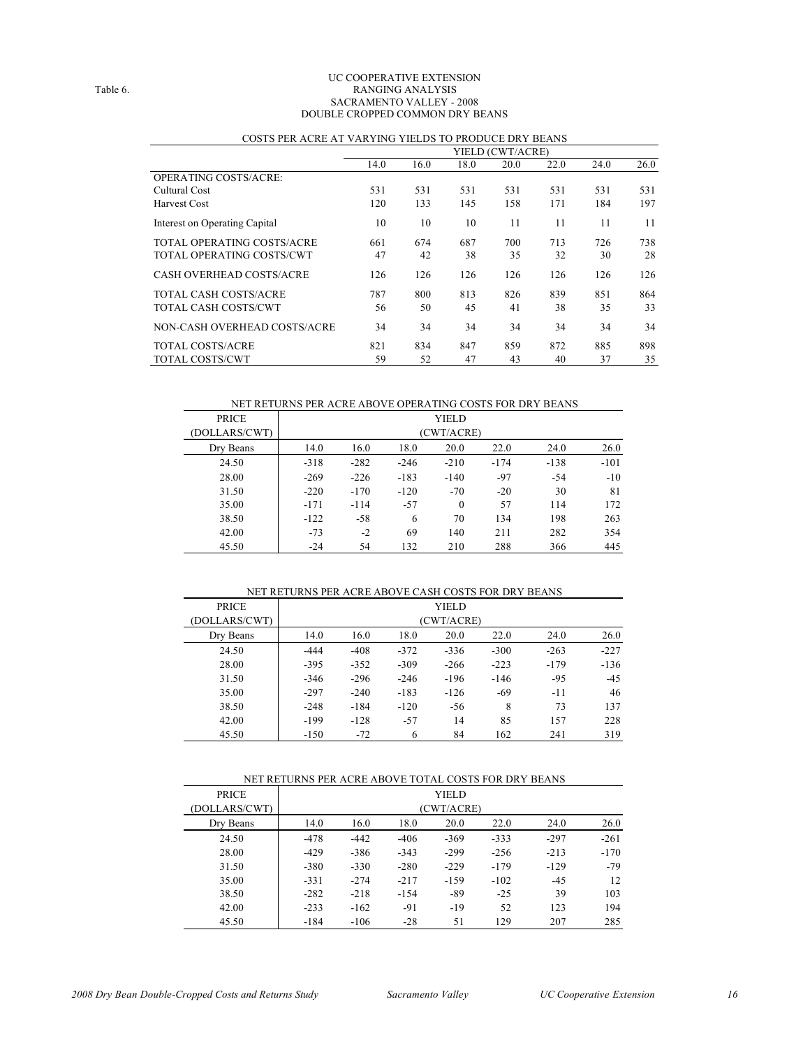Table 6.

UC COOPERATIVE EXTENSION
RANGING ANALYSIS
SACRAMENTO VALLEY - 2008
DOUBLE CROPPED COMMON DRY BEANS

COSTS PER ACRE AT VARYING YIELDS TO PRODUCE DRY BEANS

| | YIELD (CWT/ACRE) | | | | | | |
|---|---|---|---|---|---|---|---|
| | 14.0 | 16.0 | 18.0 | 20.0 | 22.0 | 24.0 | 26.0 |
| OPERATING COSTS/ACRE: | | | | | | | |
| Cultural Cost | 531 | 531 | 531 | 531 | 531 | 531 | 531 |
| Harvest Cost | 120 | 133 | 145 | 158 | 171 | 184 | 197 |
| Interest on Operating Capital | 10 | 10 | 10 | 11 | 11 | 11 | 11 |
| TOTAL OPERATING COSTS/ACRE | 661 | 674 | 687 | 700 | 713 | 726 | 738 |
| TOTAL OPERATING COSTS/CWT | 47 | 42 | 38 | 35 | 32 | 30 | 28 |
| CASH OVERHEAD COSTS/ACRE | 126 | 126 | 126 | 126 | 126 | 126 | 126 |
| TOTAL CASH COSTS/ACRE | 787 | 800 | 813 | 826 | 839 | 851 | 864 |
| TOTAL CASH COSTS/CWT | 56 | 50 | 45 | 41 | 38 | 35 | 33 |
| NON-CASH OVERHEAD COSTS/ACRE | 34 | 34 | 34 | 34 | 34 | 34 | 34 |
| TOTAL COSTS/ACRE | 821 | 834 | 847 | 859 | 872 | 885 | 898 |
| TOTAL COSTS/CWT | 59 | 52 | 47 | 43 | 40 | 37 | 35 |

NET RETURNS PER ACRE ABOVE OPERATING COSTS FOR DRY BEANS

| PRICE (DOLLARS/CWT) | YIELD (CWT/ACRE) | | | | | | |
|---|---|---|---|---|---|---|---|
| Dry Beans | 14.0 | 16.0 | 18.0 | 20.0 | 22.0 | 24.0 | 26.0 |
| 24.50 | -318 | -282 | -246 | -210 | -174 | -138 | -101 |
| 28.00 | -269 | -226 | -183 | -140 | -97 | -54 | -10 |
| 31.50 | -220 | -170 | -120 | -70 | -20 | 30 | 81 |
| 35.00 | -171 | -114 | -57 | 0 | 57 | 114 | 172 |
| 38.50 | -122 | -58 | 6 | 70 | 134 | 198 | 263 |
| 42.00 | -73 | -2 | 69 | 140 | 211 | 282 | 354 |
| 45.50 | -24 | 54 | 132 | 210 | 288 | 366 | 445 |

NET RETURNS PER ACRE ABOVE CASH COSTS FOR DRY BEANS

| PRICE (DOLLARS/CWT) | YIELD (CWT/ACRE) | | | | | | |
|---|---|---|---|---|---|---|---|
| Dry Beans | 14.0 | 16.0 | 18.0 | 20.0 | 22.0 | 24.0 | 26.0 |
| 24.50 | -444 | -408 | -372 | -336 | -300 | -263 | -227 |
| 28.00 | -395 | -352 | -309 | -266 | -223 | -179 | -136 |
| 31.50 | -346 | -296 | -246 | -196 | -146 | -95 | -45 |
| 35.00 | -297 | -240 | -183 | -126 | -69 | -11 | 46 |
| 38.50 | -248 | -184 | -120 | -56 | 8 | 73 | 137 |
| 42.00 | -199 | -128 | -57 | 14 | 85 | 157 | 228 |
| 45.50 | -150 | -72 | 6 | 84 | 162 | 241 | 319 |

NET RETURNS PER ACRE ABOVE TOTAL COSTS FOR DRY BEANS

| PRICE (DOLLARS/CWT) | YIELD (CWT/ACRE) | | | | | | |
|---|---|---|---|---|---|---|---|
| Dry Beans | 14.0 | 16.0 | 18.0 | 20.0 | 22.0 | 24.0 | 26.0 |
| 24.50 | -478 | -442 | -406 | -369 | -333 | -297 | -261 |
| 28.00 | -429 | -386 | -343 | -299 | -256 | -213 | -170 |
| 31.50 | -380 | -330 | -280 | -229 | -179 | -129 | -79 |
| 35.00 | -331 | -274 | -217 | -159 | -102 | -45 | 12 |
| 38.50 | -282 | -218 | -154 | -89 | -25 | 39 | 103 |
| 42.00 | -233 | -162 | -91 | -19 | 52 | 123 | 194 |
| 45.50 | -184 | -106 | -28 | 51 | 129 | 207 | 285 |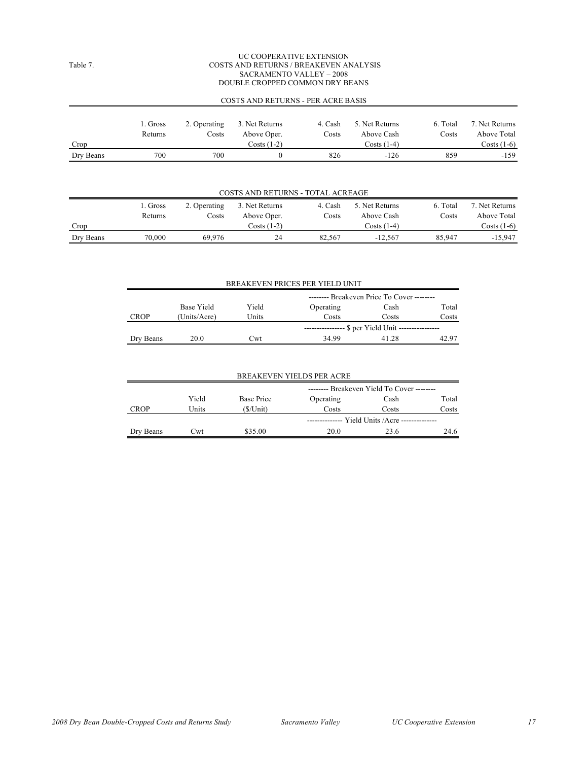Table 7.

UC COOPERATIVE EXTENSION
COSTS AND RETURNS / BREAKEVEN ANALYSIS
SACRAMENTO VALLEY – 2008
DOUBLE CROPPED COMMON DRY BEANS

COSTS AND RETURNS - PER ACRE BASIS

| Crop | 1. Gross Returns | 2. Operating Costs | 3. Net Returns Above Oper. Costs (1-2) | 4. Cash Costs | 5. Net Returns Above Cash Costs (1-4) | 6. Total Costs | 7. Net Returns Above Total Costs (1-6) |
|---|---|---|---|---|---|---|---|
| Dry Beans | 700 | 700 | 0 | 826 | -126 | 859 | -159 |

COSTS AND RETURNS - TOTAL ACREAGE

| Crop | 1. Gross Returns | 2. Operating Costs | 3. Net Returns Above Oper. Costs (1-2) | 4. Cash Costs | 5. Net Returns Above Cash Costs (1-4) | 6. Total Costs | 7. Net Returns Above Total Costs (1-6) |
|---|---|---|---|---|---|---|---|
| Dry Beans | 70,000 | 69,976 | 24 | 82,567 | -12,567 | 85,947 | -15,947 |

BREAKEVEN PRICES PER YIELD UNIT

| | | | -------- Breakeven Price To Cover -------- | | |
|---|---|---|---|---|---|
| CROP | Base Yield (Units/Acre) | Yield Units | Operating Costs | Cash Costs | Total Costs |
| | | | --------------- $ per Yield Unit --------------- | | |
| Dry Beans | 20.0 | Cwt | 34.99 | 41.28 | 42.97 |

BREAKEVEN YIELDS PER ACRE

| | | | -------- Breakeven Yield To Cover -------- | | |
|---|---|---|---|---|---|
| CROP | Yield Units | Base Price ($/Unit) | Operating Costs | Cash Costs | Total Costs |
| | | | -------------- Yield Units /Acre -------------- | | |
| Dry Beans | Cwt | $35.00 | 20.0 | 23.6 | 24.6 |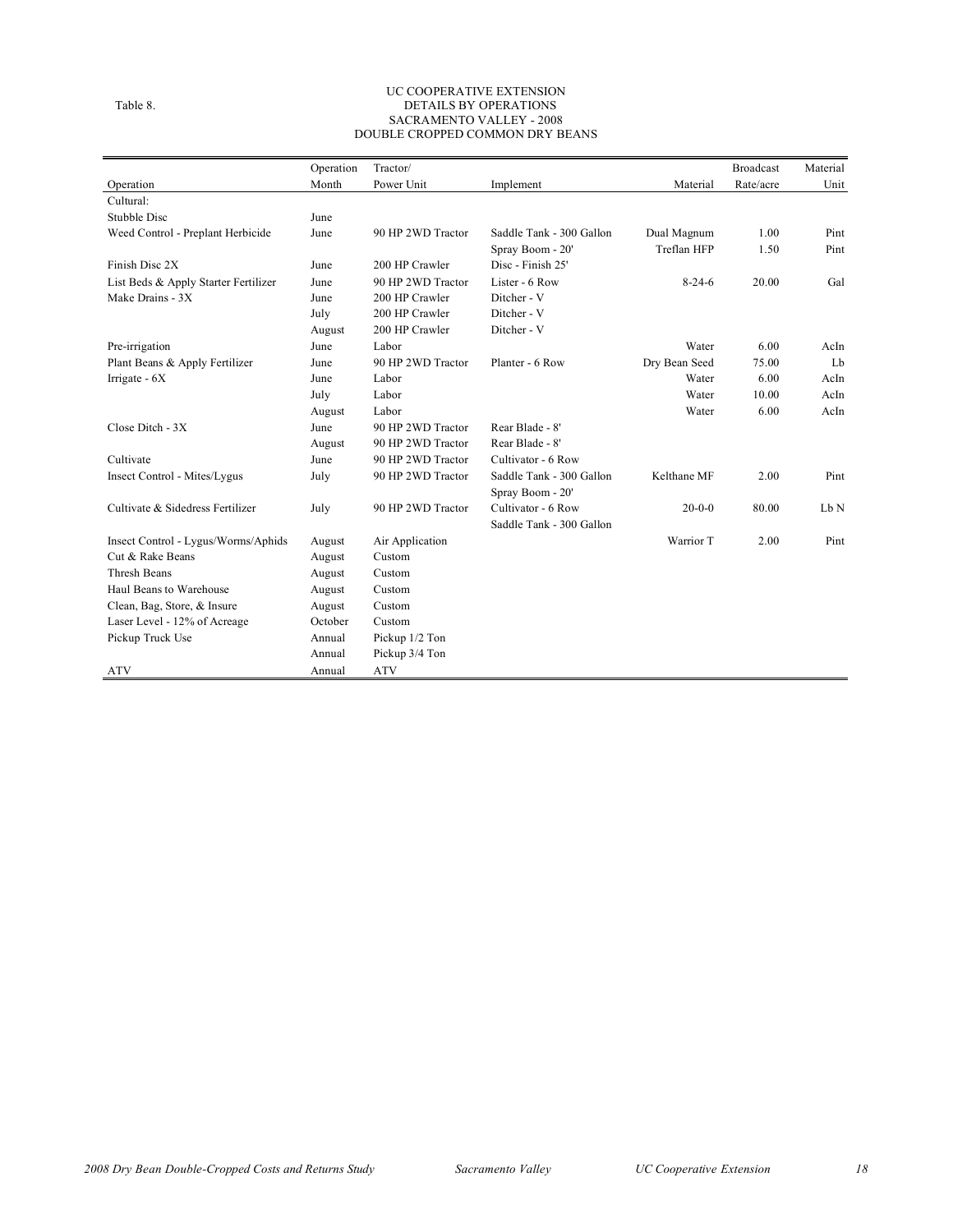Table 8.

UC COOPERATIVE EXTENSION
DETAILS BY OPERATIONS
SACRAMENTO VALLEY - 2008
DOUBLE CROPPED COMMON DRY BEANS

| Operation | Operation Month | Tractor/ Power Unit | Implement | Material | Broadcast Rate/acre | Material Unit |
|---|---|---|---|---|---|---|
| Cultural: | | | | | | |
| Stubble Disc | June | | | | | |
| Weed Control - Preplant Herbicide | June | 90 HP 2WD Tractor | Saddle Tank - 300 Gallon | Dual Magnum | 1.00 | Pint |
| | | | Spray Boom - 20' | Treflan HFP | 1.50 | Pint |
| Finish Disc 2X | June | 200 HP Crawler | Disc - Finish 25' | | | |
| List Beds & Apply Starter Fertilizer | June | 90 HP 2WD Tractor | Lister - 6 Row | 8-24-6 | 20.00 | Gal |
| Make Drains - 3X | June | 200 HP Crawler | Ditcher - V | | | |
| | July | 200 HP Crawler | Ditcher - V | | | |
| | August | 200 HP Crawler | Ditcher - V | | | |
| Pre-irrigation | June | Labor | | Water | 6.00 | AcIn |
| Plant Beans & Apply Fertilizer | June | 90 HP 2WD Tractor | Planter - 6 Row | Dry Bean Seed | 75.00 | Lb |
| Irrigate - 6X | June | Labor | | Water | 6.00 | AcIn |
| | July | Labor | | Water | 10.00 | AcIn |
| | August | Labor | | Water | 6.00 | AcIn |
| Close Ditch - 3X | June | 90 HP 2WD Tractor | Rear Blade - 8' | | | |
| | August | 90 HP 2WD Tractor | Rear Blade - 8' | | | |
| Cultivate | June | 90 HP 2WD Tractor | Cultivator - 6 Row | | | |
| Insect Control - Mites/Lygus | July | 90 HP 2WD Tractor | Saddle Tank - 300 Gallon | Kelthane MF | 2.00 | Pint |
| | | | Spray Boom - 20' | | | |
| Cultivate & Sidedress Fertilizer | July | 90 HP 2WD Tractor | Cultivator - 6 Row | 20-0-0 | 80.00 | Lb N |
| | | | Saddle Tank - 300 Gallon | | | |
| Insect Control - Lygus/Worms/Aphids | August | Air Application | | Warrior T | 2.00 | Pint |
| Cut & Rake Beans | August | Custom | | | | |
| Thresh Beans | August | Custom | | | | |
| Haul Beans to Warehouse | August | Custom | | | | |
| Clean, Bag, Store, & Insure | August | Custom | | | | |
| Laser Level - 12% of Acreage | October | Custom | | | | |
| Pickup Truck Use | Annual | Pickup 1/2 Ton | | | | |
| | Annual | Pickup 3/4 Ton | | | | |
| ATV | Annual | ATV | | | | |